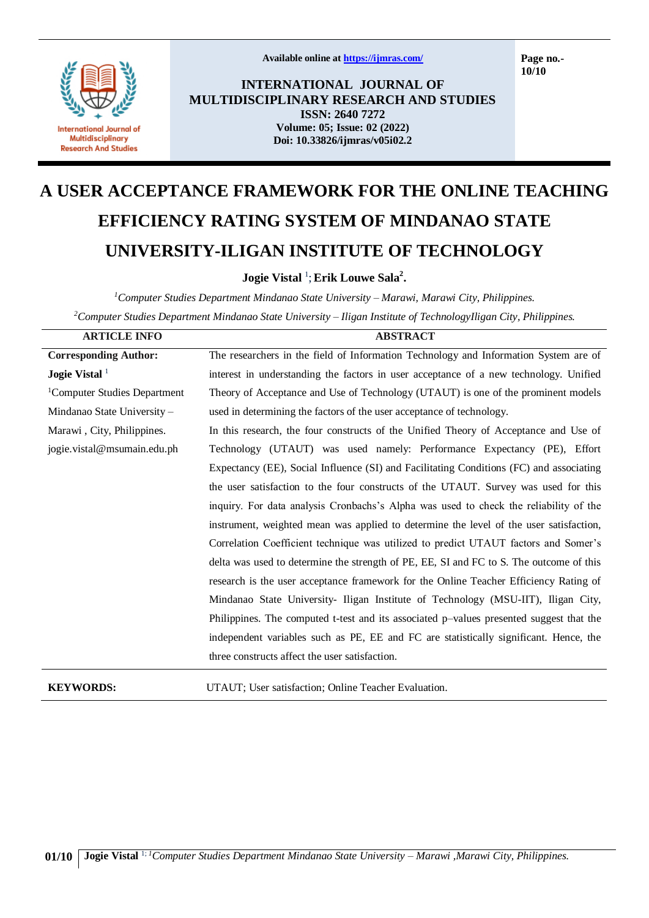# A USER ACCEPTANCE FRAMEWORK FOR THE ONLINE TEACHING EFFICIENCY RATING SYSTEM OF MINDANAO STATE UNIVERSITY-ILIGAN INSTITUTE OF TECHNOLOGY

**Jogie Vistal** [1]; **Erik Louwe Sala**[2].

[1]*Computer Studies Department Mindanao State University – Marawi, Marawi City, Philippines.*

[2]*Computer Studies Department Mindanao State University – Iligan Institute of TechnologyIligan City, Philippines.*

| ARTICLE INFO | ABSTRACT |
|---|---|
| **Corresponding Author:** **Jogie Vistal** [1] [1]Computer Studies Department Mindanao State University – Marawi , City, Philippines. jogie.vistal@msumain.edu.ph | The researchers in the field of Information Technology and Information System are of interest in understanding the factors in user acceptance of a new technology. Unified Theory of Acceptance and Use of Technology (UTAUT) is one of the prominent models used in determining the factors of the user acceptance of technology. In this research, the four constructs of the Unified Theory of Acceptance and Use of Technology (UTAUT) was used namely: Performance Expectancy (PE), Effort Expectancy (EE), Social Influence (SI) and Facilitating Conditions (FC) and associating the user satisfaction to the four constructs of the UTAUT. Survey was used for this inquiry. For data analysis Cronbachs's Alpha was used to check the reliability of the instrument, weighted mean was applied to determine the level of the user satisfaction, Correlation Coefficient technique was utilized to predict UTAUT factors and Somer's delta was used to determine the strength of PE, EE, SI and FC to S. The outcome of this research is the user acceptance framework for the Online Teacher Efficiency Rating of Mindanao State University- Iligan Institute of Technology (MSU-IIT), Iligan City, Philippines. The computed t-test and its associated p–values presented suggest that the independent variables such as PE, EE and FC are statistically significant. Hence, the three constructs affect the user satisfaction. |

**KEYWORDS:** UTAUT; User satisfaction; Online Teacher Evaluation.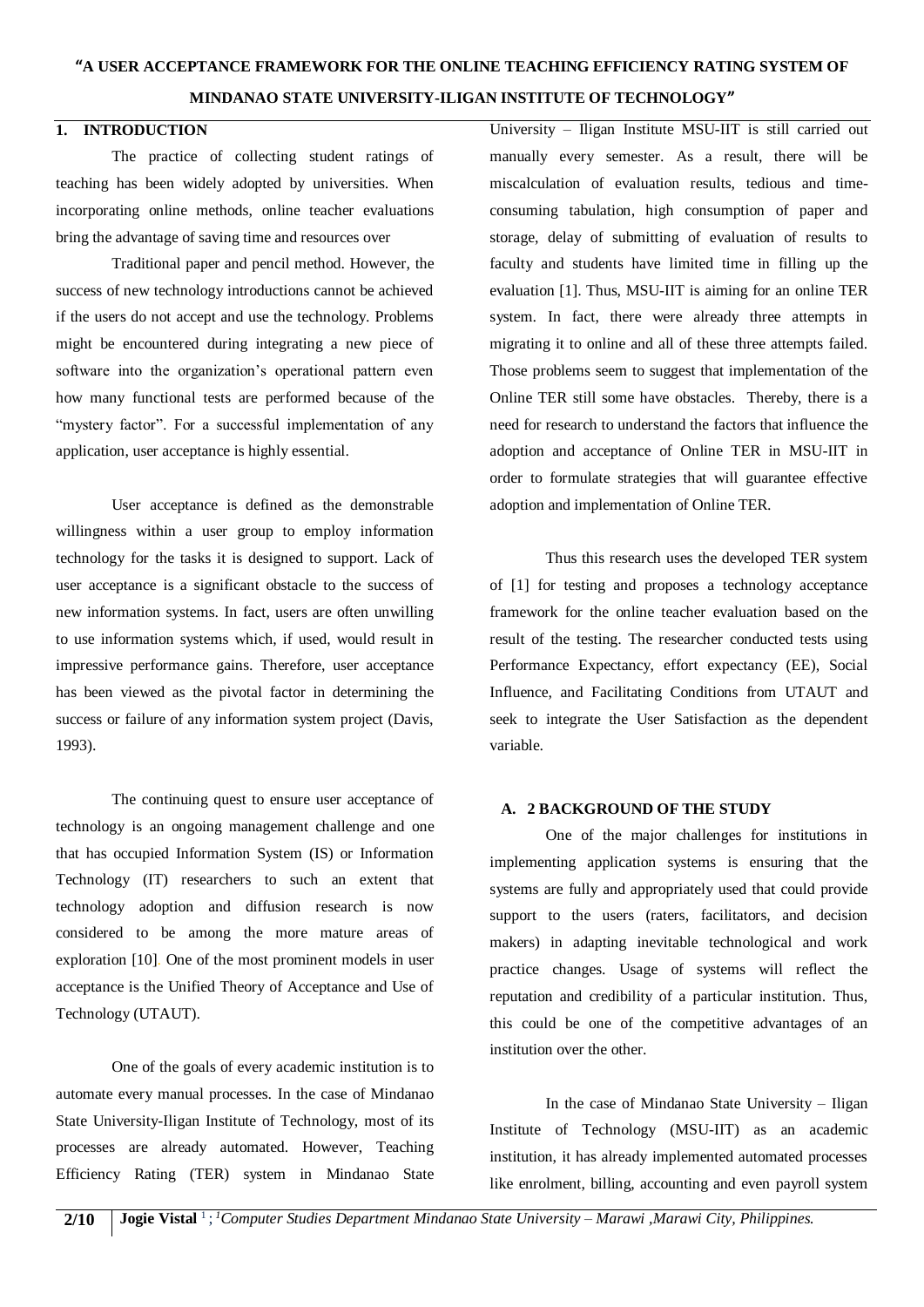# "A USER ACCEPTANCE FRAMEWORK FOR THE ONLINE TEACHING EFFICIENCY RATING SYSTEM OF MINDANAO STATE UNIVERSITY-ILIGAN INSTITUTE OF TECHNOLOGY"

## 1. INTRODUCTION

The practice of collecting student ratings of teaching has been widely adopted by universities. When incorporating online methods, online teacher evaluations bring the advantage of saving time and resources over

Traditional paper and pencil method. However, the success of new technology introductions cannot be achieved if the users do not accept and use the technology. Problems might be encountered during integrating a new piece of software into the organization's operational pattern even how many functional tests are performed because of the "mystery factor". For a successful implementation of any application, user acceptance is highly essential.

User acceptance is defined as the demonstrable willingness within a user group to employ information technology for the tasks it is designed to support. Lack of user acceptance is a significant obstacle to the success of new information systems. In fact, users are often unwilling to use information systems which, if used, would result in impressive performance gains. Therefore, user acceptance has been viewed as the pivotal factor in determining the success or failure of any information system project (Davis, 1993).

The continuing quest to ensure user acceptance of technology is an ongoing management challenge and one that has occupied Information System (IS) or Information Technology (IT) researchers to such an extent that technology adoption and diffusion research is now considered to be among the more mature areas of exploration [10]. One of the most prominent models in user acceptance is the Unified Theory of Acceptance and Use of Technology (UTAUT).

One of the goals of every academic institution is to automate every manual processes. In the case of Mindanao State University-Iligan Institute of Technology, most of its processes are already automated. However, Teaching Efficiency Rating (TER) system in Mindanao State University – Iligan Institute MSU-IIT is still carried out manually every semester. As a result, there will be miscalculation of evaluation results, tedious and time-consuming tabulation, high consumption of paper and storage, delay of submitting of evaluation of results to faculty and students have limited time in filling up the evaluation [1]. Thus, MSU-IIT is aiming for an online TER system. In fact, there were already three attempts in migrating it to online and all of these three attempts failed. Those problems seem to suggest that implementation of the Online TER still some have obstacles. Thereby, there is a need for research to understand the factors that influence the adoption and acceptance of Online TER in MSU-IIT in order to formulate strategies that will guarantee effective adoption and implementation of Online TER.

Thus this research uses the developed TER system of [1] for testing and proposes a technology acceptance framework for the online teacher evaluation based on the result of the testing. The researcher conducted tests using Performance Expectancy, effort expectancy (EE), Social Influence, and Facilitating Conditions from UTAUT and seek to integrate the User Satisfaction as the dependent variable.

### A. 2 BACKGROUND OF THE STUDY

One of the major challenges for institutions in implementing application systems is ensuring that the systems are fully and appropriately used that could provide support to the users (raters, facilitators, and decision makers) in adapting inevitable technological and work practice changes. Usage of systems will reflect the reputation and credibility of a particular institution. Thus, this could be one of the competitive advantages of an institution over the other.

In the case of Mindanao State University – Iligan Institute of Technology (MSU-IIT) as an academic institution, it has already implemented automated processes like enrolment, billing, accounting and even payroll system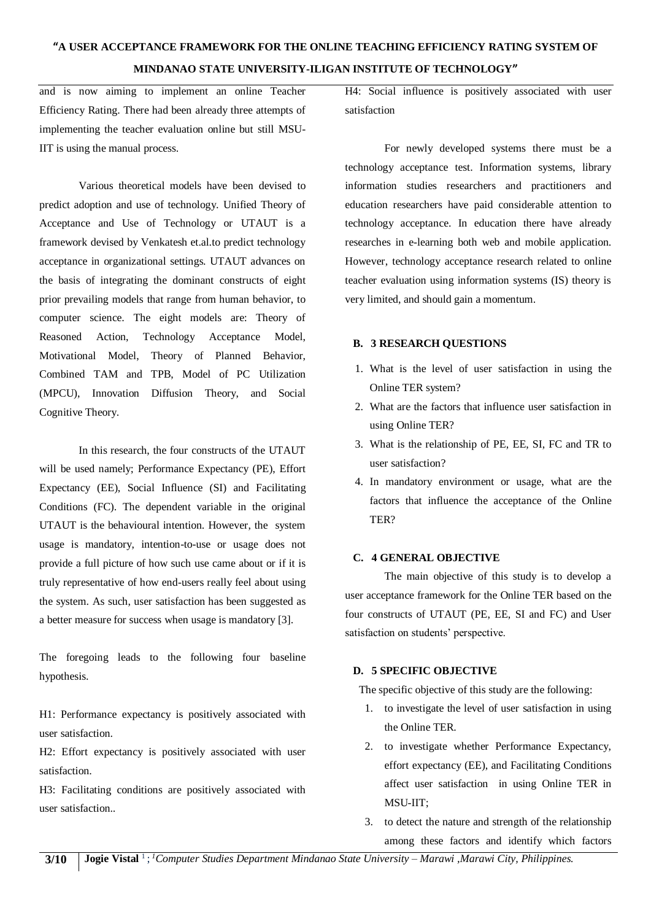and is now aiming to implement an online Teacher Efficiency Rating. There had been already three attempts of implementing the teacher evaluation online but still MSU-IIT is using the manual process.

Various theoretical models have been devised to predict adoption and use of technology. Unified Theory of Acceptance and Use of Technology or UTAUT is a framework devised by Venkatesh et.al.to predict technology acceptance in organizational settings. UTAUT advances on the basis of integrating the dominant constructs of eight prior prevailing models that range from human behavior, to computer science. The eight models are: Theory of Reasoned Action, Technology Acceptance Model, Motivational Model, Theory of Planned Behavior, Combined TAM and TPB, Model of PC Utilization (MPCU), Innovation Diffusion Theory, and Social Cognitive Theory.

In this research, the four constructs of the UTAUT will be used namely; Performance Expectancy (PE), Effort Expectancy (EE), Social Influence (SI) and Facilitating Conditions (FC). The dependent variable in the original UTAUT is the behavioural intention. However, the system usage is mandatory, intention-to-use or usage does not provide a full picture of how such use came about or if it is truly representative of how end-users really feel about using the system. As such, user satisfaction has been suggested as a better measure for success when usage is mandatory [3].

The foregoing leads to the following four baseline hypothesis.

H1: Performance expectancy is positively associated with user satisfaction.

H2: Effort expectancy is positively associated with user satisfaction.

H3: Facilitating conditions are positively associated with user satisfaction..

H4: Social influence is positively associated with user satisfaction

For newly developed systems there must be a technology acceptance test. Information systems, library information studies researchers and practitioners and education researchers have paid considerable attention to technology acceptance. In education there have already researches in e-learning both web and mobile application. However, technology acceptance research related to online teacher evaluation using information systems (IS) theory is very limited, and should gain a momentum.

### B. 3 RESEARCH QUESTIONS

1. What is the level of user satisfaction in using the Online TER system?
2. What are the factors that influence user satisfaction in using Online TER?
3. What is the relationship of PE, EE, SI, FC and TR to user satisfaction?
4. In mandatory environment or usage, what are the factors that influence the acceptance of the Online TER?

### C. 4 GENERAL OBJECTIVE

The main objective of this study is to develop a user acceptance framework for the Online TER based on the four constructs of UTAUT (PE, EE, SI and FC) and User satisfaction on students' perspective.

### D. 5 SPECIFIC OBJECTIVE

The specific objective of this study are the following:

1. to investigate the level of user satisfaction in using the Online TER.
2. to investigate whether Performance Expectancy, effort expectancy (EE), and Facilitating Conditions affect user satisfaction in using Online TER in MSU-IIT;
3. to detect the nature and strength of the relationship among these factors and identify which factors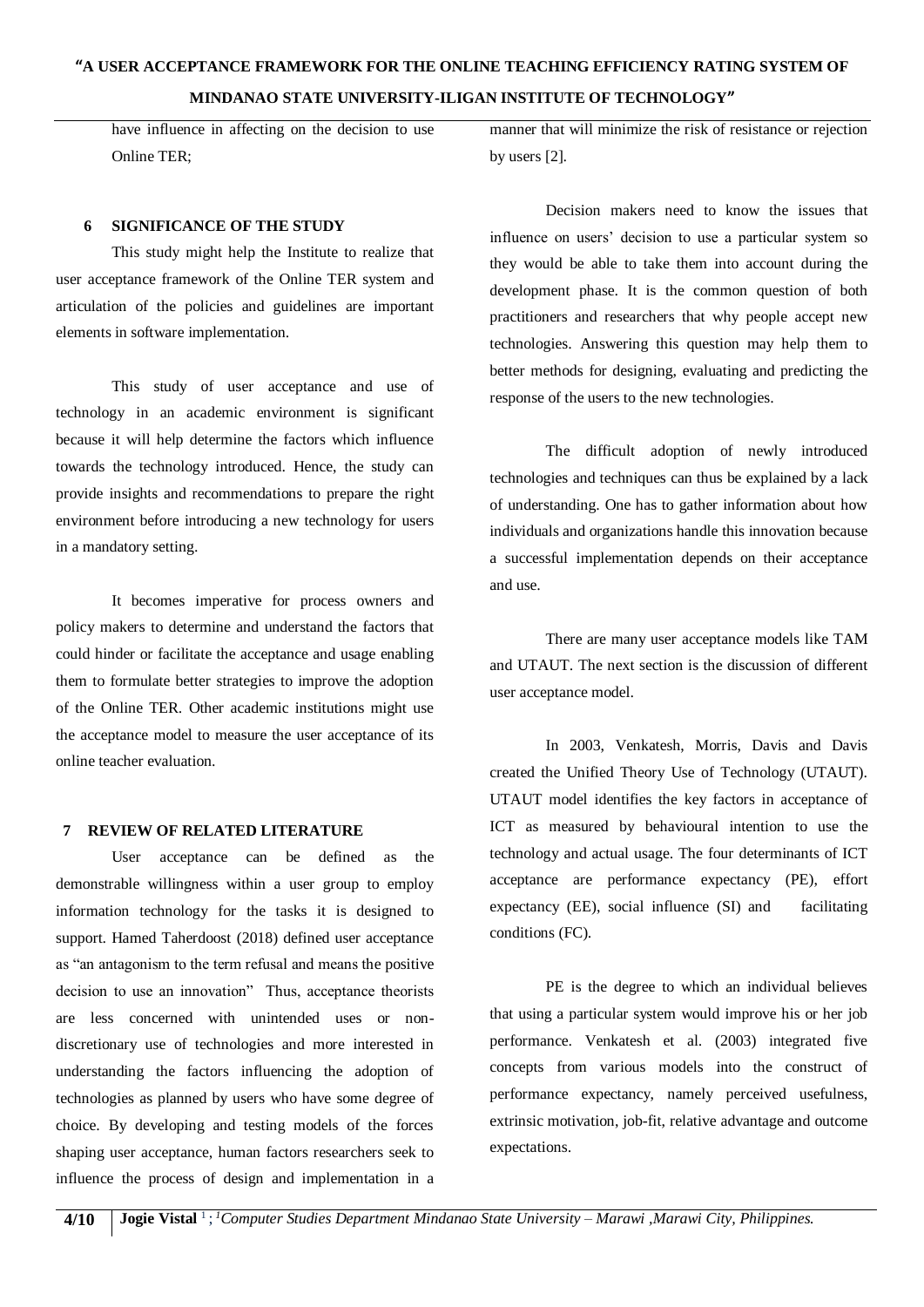have influence in affecting on the decision to use Online TER;

## 6 SIGNIFICANCE OF THE STUDY

This study might help the Institute to realize that user acceptance framework of the Online TER system and articulation of the policies and guidelines are important elements in software implementation.

This study of user acceptance and use of technology in an academic environment is significant because it will help determine the factors which influence towards the technology introduced. Hence, the study can provide insights and recommendations to prepare the right environment before introducing a new technology for users in a mandatory setting.

It becomes imperative for process owners and policy makers to determine and understand the factors that could hinder or facilitate the acceptance and usage enabling them to formulate better strategies to improve the adoption of the Online TER. Other academic institutions might use the acceptance model to measure the user acceptance of its online teacher evaluation.

## 7 REVIEW OF RELATED LITERATURE

User acceptance can be defined as the demonstrable willingness within a user group to employ information technology for the tasks it is designed to support. Hamed Taherdoost (2018) defined user acceptance as "an antagonism to the term refusal and means the positive decision to use an innovation" Thus, acceptance theorists are less concerned with unintended uses or non-discretionary use of technologies and more interested in understanding the factors influencing the adoption of technologies as planned by users who have some degree of choice. By developing and testing models of the forces shaping user acceptance, human factors researchers seek to influence the process of design and implementation in a manner that will minimize the risk of resistance or rejection by users [2].

Decision makers need to know the issues that influence on users' decision to use a particular system so they would be able to take them into account during the development phase. It is the common question of both practitioners and researchers that why people accept new technologies. Answering this question may help them to better methods for designing, evaluating and predicting the response of the users to the new technologies.

The difficult adoption of newly introduced technologies and techniques can thus be explained by a lack of understanding. One has to gather information about how individuals and organizations handle this innovation because a successful implementation depends on their acceptance and use.

There are many user acceptance models like TAM and UTAUT. The next section is the discussion of different user acceptance model.

In 2003, Venkatesh, Morris, Davis and Davis created the Unified Theory Use of Technology (UTAUT). UTAUT model identifies the key factors in acceptance of ICT as measured by behavioural intention to use the technology and actual usage. The four determinants of ICT acceptance are performance expectancy (PE), effort expectancy (EE), social influence (SI) and facilitating conditions (FC).

PE is the degree to which an individual believes that using a particular system would improve his or her job performance. Venkatesh et al. (2003) integrated five concepts from various models into the construct of performance expectancy, namely perceived usefulness, extrinsic motivation, job-fit, relative advantage and outcome expectations.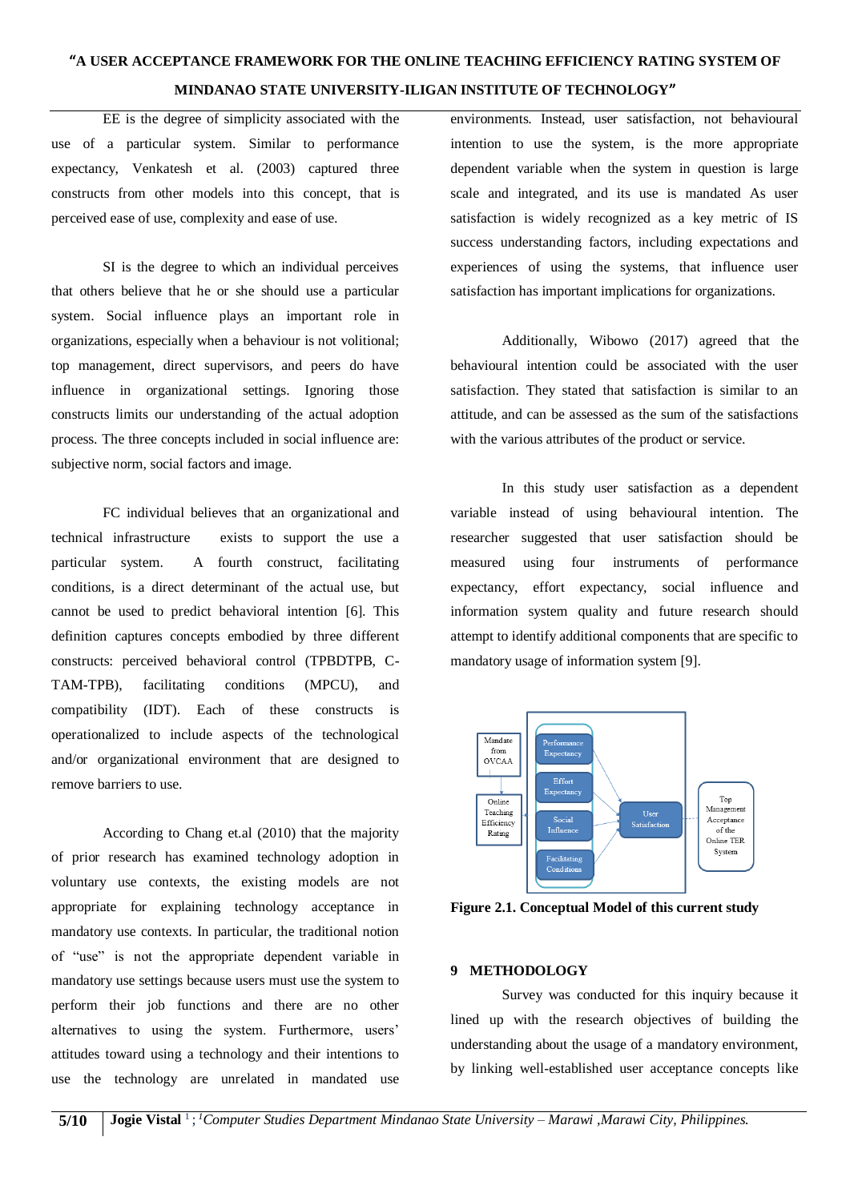EE is the degree of simplicity associated with the use of a particular system. Similar to performance expectancy, Venkatesh et al. (2003) captured three constructs from other models into this concept, that is perceived ease of use, complexity and ease of use.

SI is the degree to which an individual perceives that others believe that he or she should use a particular system. Social influence plays an important role in organizations, especially when a behaviour is not volitional; top management, direct supervisors, and peers do have influence in organizational settings. Ignoring those constructs limits our understanding of the actual adoption process. The three concepts included in social influence are: subjective norm, social factors and image.

FC individual believes that an organizational and technical infrastructure exists to support the use a particular system. A fourth construct, facilitating conditions, is a direct determinant of the actual use, but cannot be used to predict behavioral intention [6]. This definition captures concepts embodied by three different constructs: perceived behavioral control (TPBDTPB, C-TAM-TPB), facilitating conditions (MPCU), and compatibility (IDT). Each of these constructs is operationalized to include aspects of the technological and/or organizational environment that are designed to remove barriers to use.

According to Chang et.al (2010) that the majority of prior research has examined technology adoption in voluntary use contexts, the existing models are not appropriate for explaining technology acceptance in mandatory use contexts. In particular, the traditional notion of "use" is not the appropriate dependent variable in mandatory use settings because users must use the system to perform their job functions and there are no other alternatives to using the system. Furthermore, users' attitudes toward using a technology and their intentions to use the technology are unrelated in mandated use environments. Instead, user satisfaction, not behavioural intention to use the system, is the more appropriate dependent variable when the system in question is large scale and integrated, and its use is mandated As user satisfaction is widely recognized as a key metric of IS success understanding factors, including expectations and experiences of using the systems, that influence user satisfaction has important implications for organizations.

Additionally, Wibowo (2017) agreed that the behavioural intention could be associated with the user satisfaction. They stated that satisfaction is similar to an attitude, and can be assessed as the sum of the satisfactions with the various attributes of the product or service.

In this study user satisfaction as a dependent variable instead of using behavioural intention. The researcher suggested that user satisfaction should be measured using four instruments of performance expectancy, effort expectancy, social influence and information system quality and future research should attempt to identify additional components that are specific to mandatory usage of information system [9].

**Figure 2.1. Conceptual Model of this current study**

## 9 METHODOLOGY

Survey was conducted for this inquiry because it lined up with the research objectives of building the understanding about the usage of a mandatory environment, by linking well-established user acceptance concepts like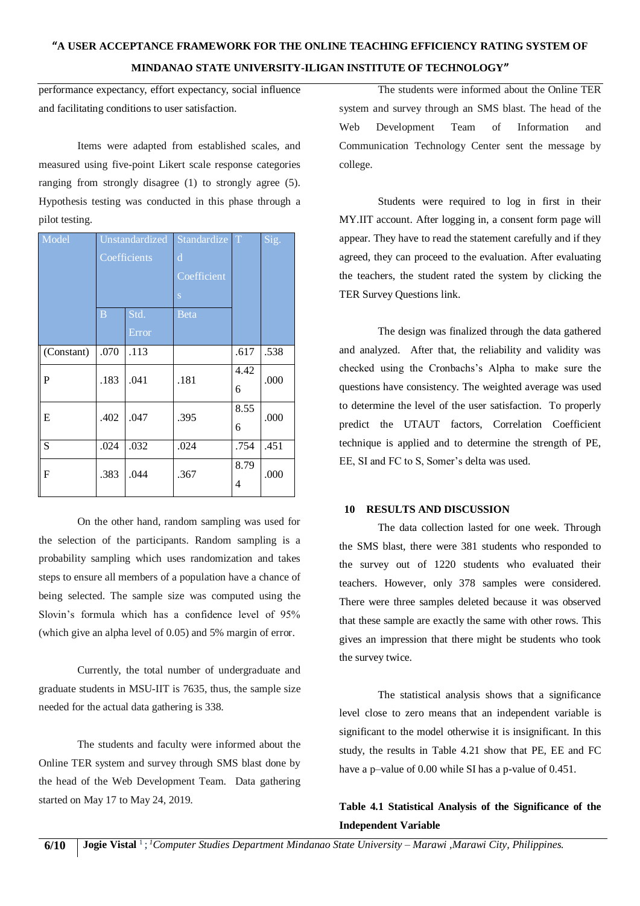performance expectancy, effort expectancy, social influence and facilitating conditions to user satisfaction.

Items were adapted from established scales, and measured using five-point Likert scale response categories ranging from strongly disagree (1) to strongly agree (5). Hypothesis testing was conducted in this phase through a pilot testing.

| Model | Unstandardized Coefficients | | Standardized Coefficients | T | Sig. |
|---|---|---|---|---|---|
| | B | Std. Error | Beta | | |
| (Constant) | .070 | .113 | | .617 | .538 |
| P | .183 | .041 | .181 | 4.426 | .000 |
| E | .402 | .047 | .395 | 8.556 | .000 |
| S | .024 | .032 | .024 | .754 | .451 |
| F | .383 | .044 | .367 | 8.794 | .000 |

On the other hand, random sampling was used for the selection of the participants. Random sampling is a probability sampling which uses randomization and takes steps to ensure all members of a population have a chance of being selected. The sample size was computed using the Slovin's formula which has a confidence level of 95% (which give an alpha level of 0.05) and 5% margin of error.

Currently, the total number of undergraduate and graduate students in MSU-IIT is 7635, thus, the sample size needed for the actual data gathering is 338.

The students and faculty were informed about the Online TER system and survey through SMS blast done by the head of the Web Development Team. Data gathering started on May 17 to May 24, 2019.

The students were informed about the Online TER system and survey through an SMS blast. The head of the Web Development Team of Information and Communication Technology Center sent the message by college.

Students were required to log in first in their MY.IIT account. After logging in, a consent form page will appear. They have to read the statement carefully and if they agreed, they can proceed to the evaluation. After evaluating the teachers, the student rated the system by clicking the TER Survey Questions link.

The design was finalized through the data gathered and analyzed. After that, the reliability and validity was checked using the Cronbachs's Alpha to make sure the questions have consistency. The weighted average was used to determine the level of the user satisfaction. To properly predict the UTAUT factors, Correlation Coefficient technique is applied and to determine the strength of PE, EE, SI and FC to S, Somer's delta was used.

## 10 RESULTS AND DISCUSSION

The data collection lasted for one week. Through the SMS blast, there were 381 students who responded to the survey out of 1220 students who evaluated their teachers. However, only 378 samples were considered. There were three samples deleted because it was observed that these sample are exactly the same with other rows. This gives an impression that there might be students who took the survey twice.

The statistical analysis shows that a significance level close to zero means that an independent variable is significant to the model otherwise it is insignificant. In this study, the results in Table 4.21 show that PE, EE and FC have a p–value of 0.00 while SI has a p-value of 0.451.

**Table 4.1 Statistical Analysis of the Significance of the Independent Variable**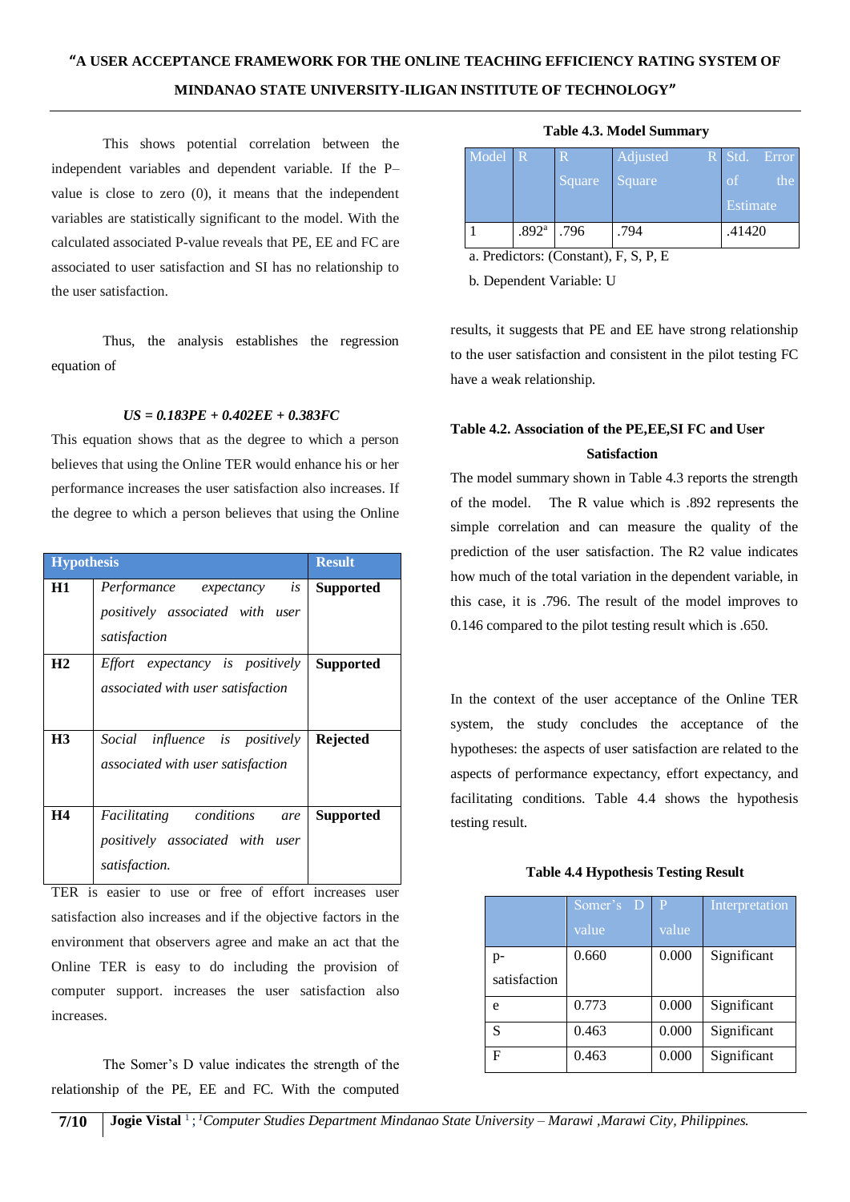This shows potential correlation between the independent variables and dependent variable. If the P–value is close to zero (0), it means that the independent variables are statistically significant to the model. With the calculated associated P-value reveals that PE, EE and FC are associated to user satisfaction and SI has no relationship to the user satisfaction.

Thus, the analysis establishes the regression equation of

***US = 0.183PE + 0.402EE + 0.383FC***

This equation shows that as the degree to which a person believes that using the Online TER would enhance his or her performance increases the user satisfaction also increases. If the degree to which a person believes that using the Online TER is easier to use or free of effort increases user satisfaction also increases and if the objective factors in the environment that observers agree and make an act that the Online TER is easy to do including the provision of computer support. increases the user satisfaction also increases.

| Hypothesis | | Result |
|---|---|---|
| **H1** | *Performance expectancy is positively associated with user satisfaction* | **Supported** |
| **H2** | *Effort expectancy is positively associated with user satisfaction* | **Supported** |
| **H3** | *Social influence is positively associated with user satisfaction* | **Rejected** |
| **H4** | *Facilitating conditions are positively associated with user satisfaction.* | **Supported** |

The Somer's D value indicates the strength of the relationship of the PE, EE and FC. With the computed results, it suggests that PE and EE have strong relationship to the user satisfaction and consistent in the pilot testing FC have a weak relationship.

**Table 4.2. Association of the PE,EE,SI FC and User Satisfaction**

**Table 4.3. Model Summary**

| Model | R | R Square | Adjusted R Square | Std. Error of the Estimate |
|---|---|---|---|---|
| 1 | .892[a] | .796 | .794 | .41420 |

a. Predictors: (Constant), F, S, P, E

b. Dependent Variable: U

The model summary shown in Table 4.3 reports the strength of the model. The R value which is .892 represents the simple correlation and can measure the quality of the prediction of the user satisfaction. The R2 value indicates how much of the total variation in the dependent variable, in this case, it is .796. The result of the model improves to 0.146 compared to the pilot testing result which is .650.

In the context of the user acceptance of the Online TER system, the study concludes the acceptance of the hypotheses: the aspects of user satisfaction are related to the aspects of performance expectancy, effort expectancy, and facilitating conditions. Table 4.4 shows the hypothesis testing result.

**Table 4.4 Hypothesis Testing Result**

| | Somer's D value | P value | Interpretation |
|---|---|---|---|
| p-satisfaction | 0.660 | 0.000 | Significant |
| e | 0.773 | 0.000 | Significant |
| S | 0.463 | 0.000 | Significant |
| F | 0.463 | 0.000 | Significant |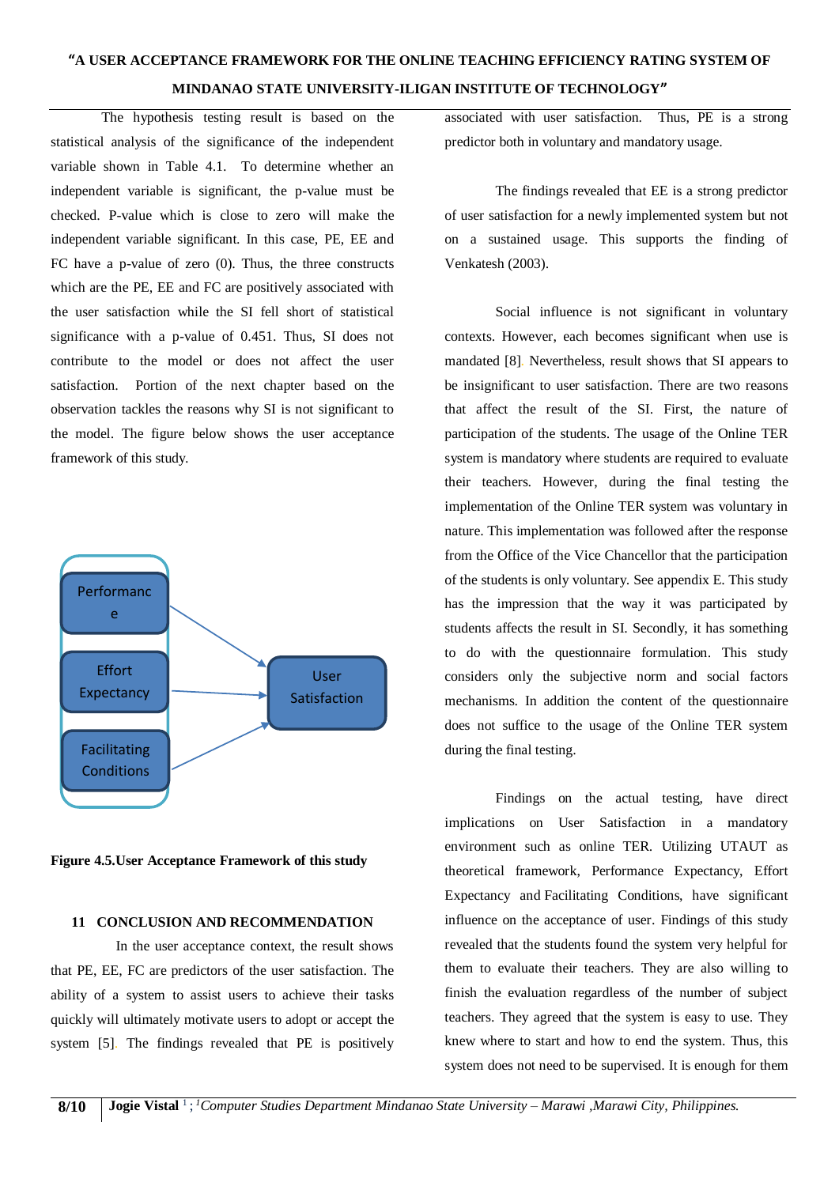The hypothesis testing result is based on the statistical analysis of the significance of the independent variable shown in Table 4.1. To determine whether an independent variable is significant, the p-value must be checked. P-value which is close to zero will make the independent variable significant. In this case, PE, EE and FC have a p-value of zero (0). Thus, the three constructs which are the PE, EE and FC are positively associated with the user satisfaction while the SI fell short of statistical significance with a p-value of 0.451. Thus, SI does not contribute to the model or does not affect the user satisfaction. Portion of the next chapter based on the observation tackles the reasons why SI is not significant to the model. The figure below shows the user acceptance framework of this study.

Performance, Effort Expectancy, Facilitating Conditions → User Satisfaction

**Figure 4.5.User Acceptance Framework of this study**

## 11 CONCLUSION AND RECOMMENDATION

In the user acceptance context, the result shows that PE, EE, FC are predictors of the user satisfaction. The ability of a system to assist users to achieve their tasks quickly will ultimately motivate users to adopt or accept the system [5]. The findings revealed that PE is positively associated with user satisfaction. Thus, PE is a strong predictor both in voluntary and mandatory usage.

The findings revealed that EE is a strong predictor of user satisfaction for a newly implemented system but not on a sustained usage. This supports the finding of Venkatesh (2003).

Social influence is not significant in voluntary contexts. However, each becomes significant when use is mandated [8]. Nevertheless, result shows that SI appears to be insignificant to user satisfaction. There are two reasons that affect the result of the SI. First, the nature of participation of the students. The usage of the Online TER system is mandatory where students are required to evaluate their teachers. However, during the final testing the implementation of the Online TER system was voluntary in nature. This implementation was followed after the response from the Office of the Vice Chancellor that the participation of the students is only voluntary. See appendix E. This study has the impression that the way it was participated by students affects the result in SI. Secondly, it has something to do with the questionnaire formulation. This study considers only the subjective norm and social factors mechanisms. In addition the content of the questionnaire does not suffice to the usage of the Online TER system during the final testing.

Findings on the actual testing, have direct implications on User Satisfaction in a mandatory environment such as online TER. Utilizing UTAUT as theoretical framework, Performance Expectancy, Effort Expectancy and Facilitating Conditions, have significant influence on the acceptance of user. Findings of this study revealed that the students found the system very helpful for them to evaluate their teachers. They are also willing to finish the evaluation regardless of the number of subject teachers. They agreed that the system is easy to use. They knew where to start and how to end the system. Thus, this system does not need to be supervised. It is enough for them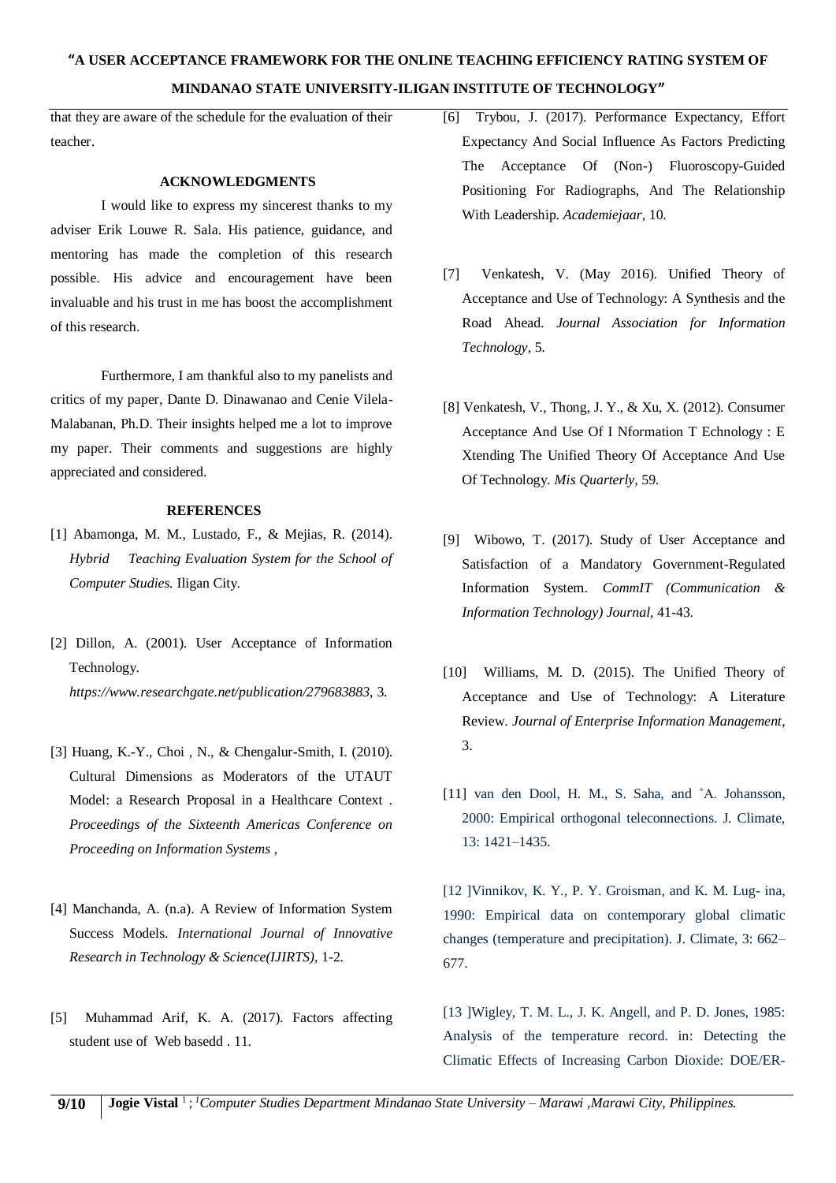that they are aware of the schedule for the evaluation of their teacher.

## ACKNOWLEDGMENTS

I would like to express my sincerest thanks to my adviser Erik Louwe R. Sala. His patience, guidance, and mentoring has made the completion of this research possible. His advice and encouragement have been invaluable and his trust in me has boost the accomplishment of this research.

Furthermore, I am thankful also to my panelists and critics of my paper, Dante D. Dinawanao and Cenie Vilela-Malabanan, Ph.D. Their insights helped me a lot to improve my paper. Their comments and suggestions are highly appreciated and considered.

## REFERENCES

[1] Abamonga, M. M., Lustado, F., & Mejias, R. (2014). *Hybrid Teaching Evaluation System for the School of Computer Studies.* Iligan City.

[2] Dillon, A. (2001). User Acceptance of Information Technology. *https://www.researchgate.net/publication/279683883*, 3.

[3] Huang, K.-Y., Choi , N., & Chengalur-Smith, I. (2010). Cultural Dimensions as Moderators of the UTAUT Model: a Research Proposal in a Healthcare Context . *Proceedings of the Sixteenth Americas Conference on Proceeding on Information Systems* ,

[4] Manchanda, A. (n.a). A Review of Information System Success Models. *International Journal of Innovative Research in Technology & Science(IJIRTS)*, 1-2.

[5] Muhammad Arif, K. A. (2017). Factors affecting student use of Web basedd . 11.

[6] Trybou, J. (2017). Performance Expectancy, Effort Expectancy And Social Influence As Factors Predicting The Acceptance Of (Non-) Fluoroscopy-Guided Positioning For Radiographs, And The Relationship With Leadership. *Academiejaar*, 10.

[7] Venkatesh, V. (May 2016). Unified Theory of Acceptance and Use of Technology: A Synthesis and the Road Ahead. *Journal Association for Information Technology*, 5.

[8] Venkatesh, V., Thong, J. Y., & Xu, X. (2012). Consumer Acceptance And Use Of I Nformation T Echnology : E Xtending The Unified Theory Of Acceptance And Use Of Technology. *Mis Quarterly*, 59.

[9] Wibowo, T. (2017). Study of User Acceptance and Satisfaction of a Mandatory Government-Regulated Information System. *CommIT (Communication & Information Technology) Journal*, 41-43.

[10] Williams, M. D. (2015). The Unified Theory of Acceptance and Use of Technology: A Literature Review. *Journal of Enterprise Information Management*, 3.

[11] van den Dool, H. M., S. Saha, and ˚A. Johansson, 2000: Empirical orthogonal teleconnections. J. Climate, 13: 1421–1435.

[12 ]Vinnikov, K. Y., P. Y. Groisman, and K. M. Lug- ina, 1990: Empirical data on contemporary global climatic changes (temperature and precipitation). J. Climate, 3: 662–677.

[13 ]Wigley, T. M. L., J. K. Angell, and P. D. Jones, 1985: Analysis of the temperature record. in: Detecting the Climatic Effects of Increasing Carbon Dioxide: DOE/ER-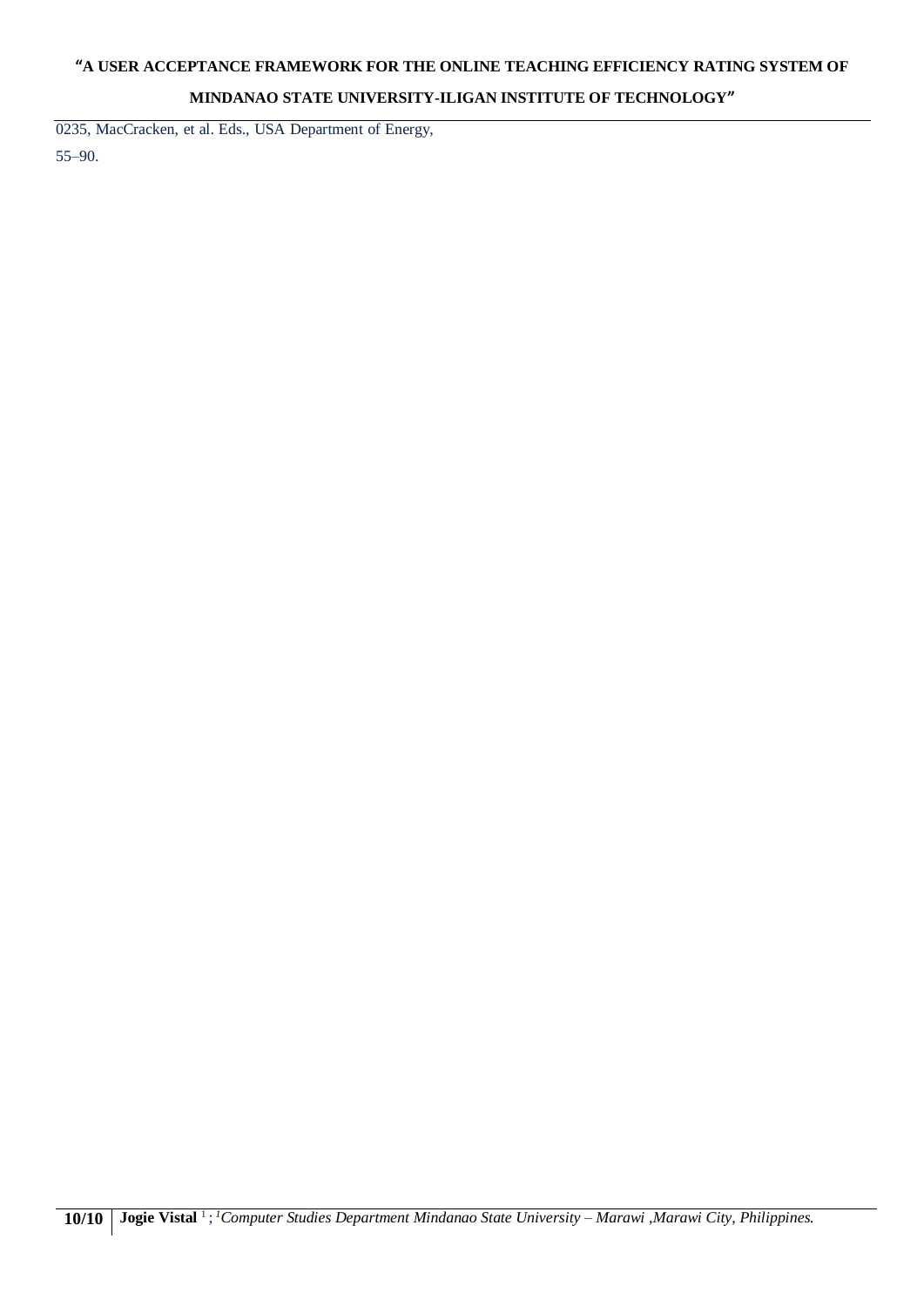0235, MacCracken, et al. Eds., USA Department of Energy,

55–90.